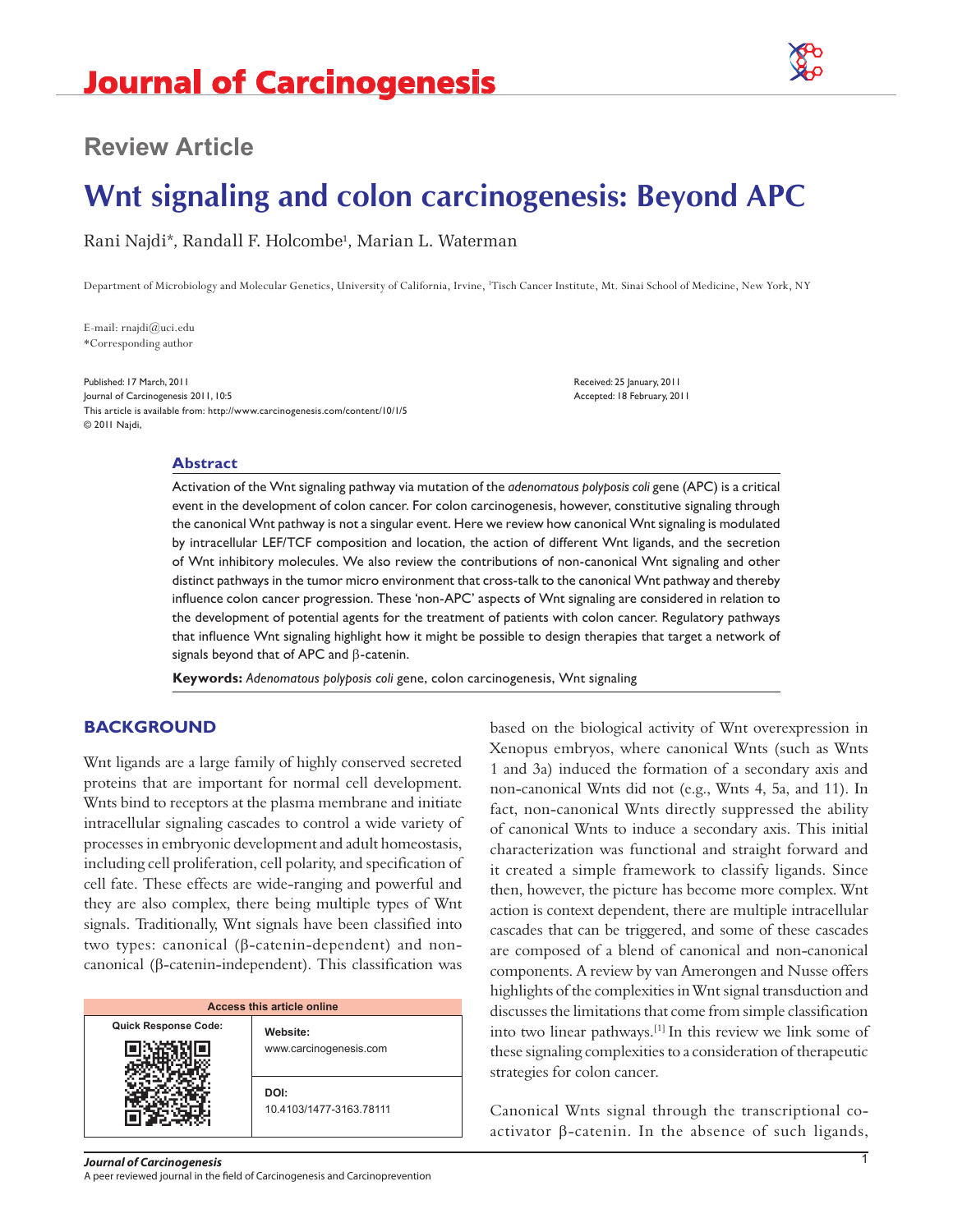## Review Article

# Wnt signaling and colon carcinogenesis: Beyond APC

Rani Najdi*, Randall F. Holcombe[1], Marian L. Waterman

Department of Microbiology and Molecular Genetics, University of California, Irvine, [1]Tisch Cancer Institute, Mt. Sinai School of Medicine, New York, NY

E-mail: rnajdi@uci.edu
*Corresponding author

Published: 17 March, 2011
Journal of Carcinogenesis 2011, 10:5
This article is available from: http://www.carcinogenesis.com/content/10/1/5
© 2011 Najdi,

Received: 25 January, 2011
Accepted: 18 February, 2011

### Abstract

Activation of the Wnt signaling pathway via mutation of the *adenomatous polyposis coli* gene (APC) is a critical event in the development of colon cancer. For colon carcinogenesis, however, constitutive signaling through the canonical Wnt pathway is not a singular event. Here we review how canonical Wnt signaling is modulated by intracellular LEF/TCF composition and location, the action of different Wnt ligands, and the secretion of Wnt inhibitory molecules. We also review the contributions of non-canonical Wnt signaling and other distinct pathways in the tumor micro environment that cross-talk to the canonical Wnt pathway and thereby influence colon cancer progression. These 'non-APC' aspects of Wnt signaling are considered in relation to the development of potential agents for the treatment of patients with colon cancer. Regulatory pathways that influence Wnt signaling highlight how it might be possible to design therapies that target a network of signals beyond that of APC and β-catenin.

**Keywords:** *Adenomatous polyposis coli* gene, colon carcinogenesis, Wnt signaling

| Access this article online | |
|---|---|
| Quick Response Code: | Website: www.carcinogenesis.com |
| | DOI: 10.4103/1477-3163.78111 |

## BACKGROUND

Wnt ligands are a large family of highly conserved secreted proteins that are important for normal cell development. Wnts bind to receptors at the plasma membrane and initiate intracellular signaling cascades to control a wide variety of processes in embryonic development and adult homeostasis, including cell proliferation, cell polarity, and specification of cell fate. These effects are wide-ranging and powerful and they are also complex, there being multiple types of Wnt signals. Traditionally, Wnt signals have been classified into two types: canonical (β-catenin-dependent) and non-canonical (β-catenin-independent). This classification was based on the biological activity of Wnt overexpression in Xenopus embryos, where canonical Wnts (such as Wnts 1 and 3a) induced the formation of a secondary axis and non-canonical Wnts did not (e.g., Wnts 4, 5a, and 11). In fact, non-canonical Wnts directly suppressed the ability of canonical Wnts to induce a secondary axis. This initial characterization was functional and straight forward and it created a simple framework to classify ligands. Since then, however, the picture has become more complex. Wnt action is context dependent, there are multiple intracellular cascades that can be triggered, and some of these cascades are composed of a blend of canonical and non-canonical components. A review by van Amerongen and Nusse offers highlights of the complexities in Wnt signal transduction and discusses the limitations that come from simple classification into two linear pathways.[1] In this review we link some of these signaling complexities to a consideration of therapeutic strategies for colon cancer.

Canonical Wnts signal through the transcriptional co-activator β-catenin. In the absence of such ligands,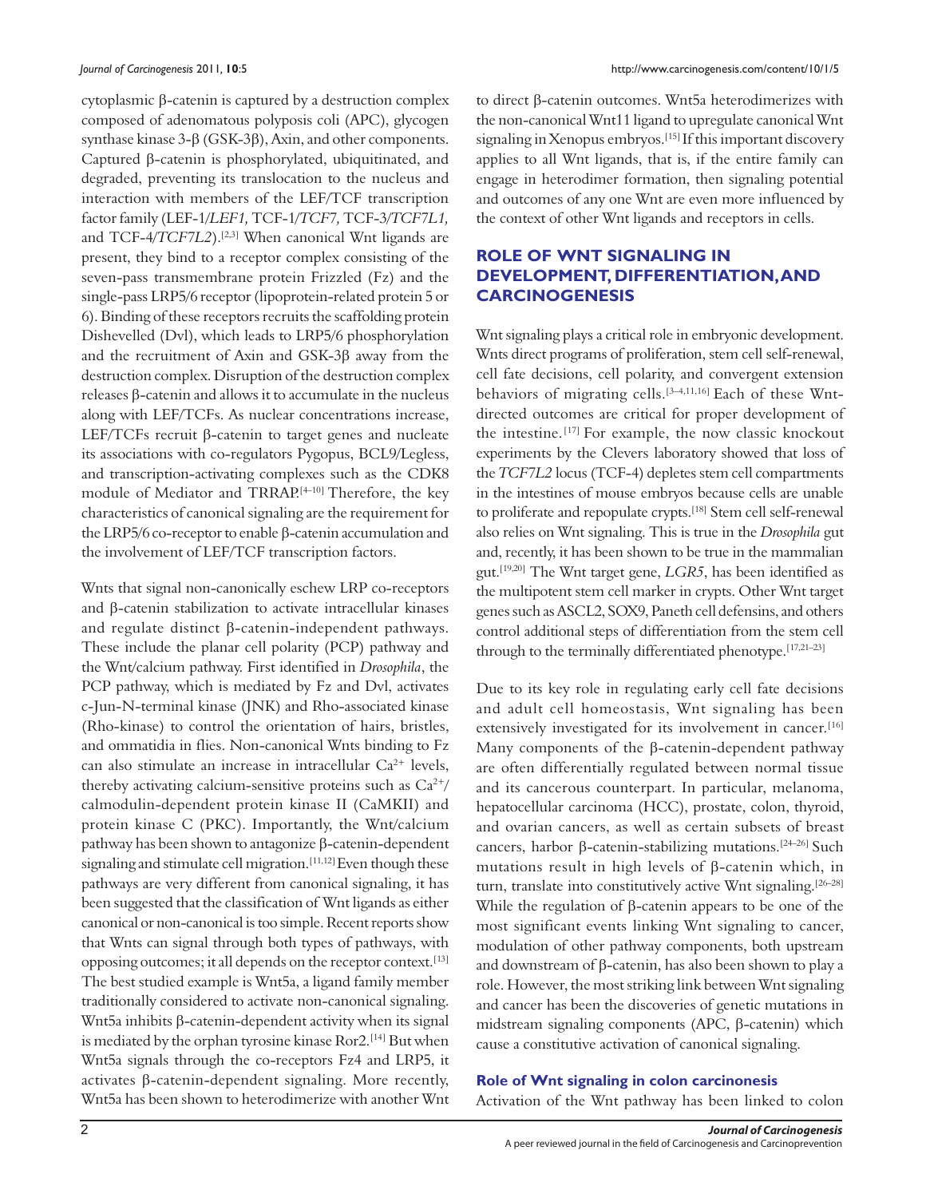cytoplasmic β-catenin is captured by a destruction complex composed of adenomatous polyposis coli (APC), glycogen synthase kinase 3-β (GSK-3β), Axin, and other components. Captured β-catenin is phosphorylated, ubiquitinated, and degraded, preventing its translocation to the nucleus and interaction with members of the LEF/TCF transcription factor family (LEF-1/*LEF1,* TCF-1/*TCF7,* TCF-3/*TCF7L1,* and TCF-4/*TCF7L2*).[2,3] When canonical Wnt ligands are present, they bind to a receptor complex consisting of the seven-pass transmembrane protein Frizzled (Fz) and the single-pass LRP5/6 receptor (lipoprotein-related protein 5 or 6). Binding of these receptors recruits the scaffolding protein Dishevelled (Dvl), which leads to LRP5/6 phosphorylation and the recruitment of Axin and GSK-3β away from the destruction complex. Disruption of the destruction complex releases β-catenin and allows it to accumulate in the nucleus along with LEF/TCFs. As nuclear concentrations increase, LEF/TCFs recruit β-catenin to target genes and nucleate its associations with co-regulators Pygopus, BCL9/Legless, and transcription-activating complexes such as the CDK8 module of Mediator and TRRAP.[4–10] Therefore, the key characteristics of canonical signaling are the requirement for the LRP5/6 co-receptor to enable β-catenin accumulation and the involvement of LEF/TCF transcription factors.

Wnts that signal non-canonically eschew LRP co-receptors and β-catenin stabilization to activate intracellular kinases and regulate distinct β-catenin-independent pathways. These include the planar cell polarity (PCP) pathway and the Wnt/calcium pathway. First identified in *Drosophila*, the PCP pathway, which is mediated by Fz and Dvl, activates c-Jun-N-terminal kinase (JNK) and Rho-associated kinase (Rho-kinase) to control the orientation of hairs, bristles, and ommatidia in flies. Non-canonical Wnts binding to Fz can also stimulate an increase in intracellular $Ca^{2+}$ levels, thereby activating calcium-sensitive proteins such as $Ca^{2+}$/calmodulin-dependent protein kinase II (CaMKII) and protein kinase C (PKC). Importantly, the Wnt/calcium pathway has been shown to antagonize β-catenin-dependent signaling and stimulate cell migration.[11,12] Even though these pathways are very different from canonical signaling, it has been suggested that the classification of Wnt ligands as either canonical or non-canonical is too simple. Recent reports show that Wnts can signal through both types of pathways, with opposing outcomes; it all depends on the receptor context.[13] The best studied example is Wnt5a, a ligand family member traditionally considered to activate non-canonical signaling. Wnt5a inhibits β-catenin-dependent activity when its signal is mediated by the orphan tyrosine kinase Ror2.[14] But when Wnt5a signals through the co-receptors Fz4 and LRP5, it activates β-catenin-dependent signaling. More recently, Wnt5a has been shown to heterodimerize with another Wnt to direct β-catenin outcomes. Wnt5a heterodimerizes with the non-canonical Wnt11 ligand to upregulate canonical Wnt signaling in Xenopus embryos.[15] If this important discovery applies to all Wnt ligands, that is, if the entire family can engage in heterodimer formation, then signaling potential and outcomes of any one Wnt are even more influenced by the context of other Wnt ligands and receptors in cells.

## ROLE OF WNT SIGNALING IN DEVELOPMENT, DIFFERENTIATION, AND CARCINOGENESIS

Wnt signaling plays a critical role in embryonic development. Wnts direct programs of proliferation, stem cell self-renewal, cell fate decisions, cell polarity, and convergent extension behaviors of migrating cells.[3–4,11,16] Each of these Wnt-directed outcomes are critical for proper development of the intestine.[17] For example, the now classic knockout experiments by the Clevers laboratory showed that loss of the *TCF7L2* locus (TCF-4) depletes stem cell compartments in the intestines of mouse embryos because cells are unable to proliferate and repopulate crypts.[18] Stem cell self-renewal also relies on Wnt signaling. This is true in the *Drosophila* gut and, recently, it has been shown to be true in the mammalian gut.[19,20] The Wnt target gene, *LGR5*, has been identified as the multipotent stem cell marker in crypts. Other Wnt target genes such as ASCL2, SOX9, Paneth cell defensins, and others control additional steps of differentiation from the stem cell through to the terminally differentiated phenotype.[17,21–23]

Due to its key role in regulating early cell fate decisions and adult cell homeostasis, Wnt signaling has been extensively investigated for its involvement in cancer.[16] Many components of the β-catenin-dependent pathway are often differentially regulated between normal tissue and its cancerous counterpart. In particular, melanoma, hepatocellular carcinoma (HCC), prostate, colon, thyroid, and ovarian cancers, as well as certain subsets of breast cancers, harbor β-catenin-stabilizing mutations.[24–26] Such mutations result in high levels of β-catenin which, in turn, translate into constitutively active Wnt signaling.[26–28] While the regulation of β-catenin appears to be one of the most significant events linking Wnt signaling to cancer, modulation of other pathway components, both upstream and downstream of β-catenin, has also been shown to play a role. However, the most striking link between Wnt signaling and cancer has been the discoveries of genetic mutations in midstream signaling components (APC, β-catenin) which cause a constitutive activation of canonical signaling.

### Role of Wnt signaling in colon carcinoesis

Activation of the Wnt pathway has been linked to colon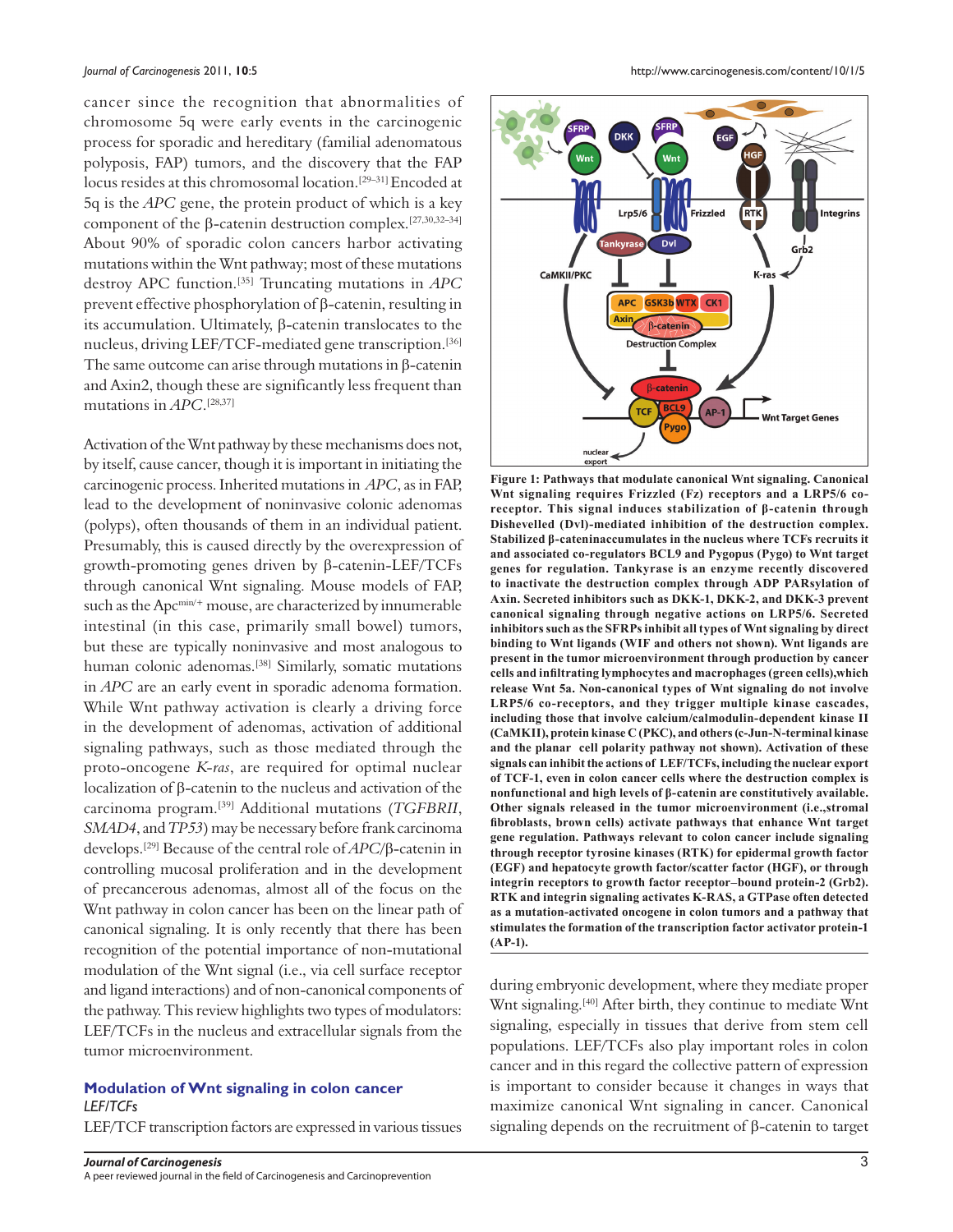cancer since the recognition that abnormalities of chromosome 5q were early events in the carcinogenic process for sporadic and hereditary (familial adenomatous polyposis, FAP) tumors, and the discovery that the FAP locus resides at this chromosomal location.[29–31] Encoded at 5q is the *APC* gene, the protein product of which is a key component of the β-catenin destruction complex.[27,30,32–34] About 90% of sporadic colon cancers harbor activating mutations within the Wnt pathway; most of these mutations destroy APC function.[35] Truncating mutations in *APC* prevent effective phosphorylation of β-catenin, resulting in its accumulation. Ultimately, β-catenin translocates to the nucleus, driving LEF/TCF-mediated gene transcription.[36] The same outcome can arise through mutations in β-catenin and Axin2, though these are significantly less frequent than mutations in *APC*.[28,37]

Activation of the Wnt pathway by these mechanisms does not, by itself, cause cancer, though it is important in initiating the carcinogenic process. Inherited mutations in *APC*, as in FAP, lead to the development of noninvasive colonic adenomas (polyps), often thousands of them in an individual patient. Presumably, this is caused directly by the overexpression of growth-promoting genes driven by β-catenin-LEF/TCFs through canonical Wnt signaling. Mouse models of FAP, such as the Apc$^{min/+}$ mouse, are characterized by innumerable intestinal (in this case, primarily small bowel) tumors, but these are typically noninvasive and most analogous to human colonic adenomas.[38] Similarly, somatic mutations in *APC* are an early event in sporadic adenoma formation. While Wnt pathway activation is clearly a driving force in the development of adenomas, activation of additional signaling pathways, such as those mediated through the proto-oncogene *K-ras*, are required for optimal nuclear localization of β-catenin to the nucleus and activation of the carcinoma program.[39] Additional mutations (*TGFBRII*, *SMAD4*, and *TP53*) may be necessary before frank carcinoma develops.[29] Because of the central role of *APC*/β-catenin in controlling mucosal proliferation and in the development of precancerous adenomas, almost all of the focus on the Wnt pathway in colon cancer has been on the linear path of canonical signaling. It is only recently that there has been recognition of the potential importance of non-mutational modulation of the Wnt signal (i.e., via cell surface receptor and ligand interactions) and of non-canonical components of the pathway. This review highlights two types of modulators: LEF/TCFs in the nucleus and extracellular signals from the tumor microenvironment.

## Modulation of Wnt signaling in colon cancer

### *LEF/TCFs*

LEF/TCF transcription factors are expressed in various tissues during embryonic development, where they mediate proper Wnt signaling.[40] After birth, they continue to mediate Wnt signaling, especially in tissues that derive from stem cell populations. LEF/TCFs also play important roles in colon cancer and in this regard the collective pattern of expression is important to consider because it changes in ways that maximize canonical Wnt signaling in cancer. Canonical signaling depends on the recruitment of β-catenin to target

**Figure 1: Pathways that modulate canonical Wnt signaling. Canonical Wnt signaling requires Frizzled (Fz) receptors and a LRP5/6 co-receptor. This signal induces stabilization of β-catenin through Dishevelled (Dvl)-mediated inhibition of the destruction complex. Stabilized β-cateninaccumulates in the nucleus where TCFs recruits it and associated co-regulators BCL9 and Pygopus (Pygo) to Wnt target genes for regulation. Tankyrase is an enzyme recently discovered to inactivate the destruction complex through ADP PARsylation of Axin. Secreted inhibitors such as DKK-1, DKK-2, and DKK-3 prevent canonical signaling through negative actions on LRP5/6. Secreted inhibitors such as the SFRPs inhibit all types of Wnt signaling by direct binding to Wnt ligands (WIF and others not shown). Wnt ligands are present in the tumor microenvironment through production by cancer cells and infiltrating lymphocytes and macrophages (green cells),which release Wnt 5a. Non-canonical types of Wnt signaling do not involve LRP5/6 co-receptors, and they trigger multiple kinase cascades, including those that involve calcium/calmodulin-dependent kinase II (CaMKII), protein kinase C (PKC), and others (c-Jun-N-terminal kinase and the planar cell polarity pathway not shown). Activation of these signals can inhibit the actions of LEF/TCFs, including the nuclear export of TCF-1, even in colon cancer cells where the destruction complex is nonfunctional and high levels of β-catenin are constitutively available. Other signals released in the tumor microenvironment (i.e.,stromal fibroblasts, brown cells) activate pathways that enhance Wnt target gene regulation. Pathways relevant to colon cancer include signaling through receptor tyrosine kinases (RTK) for epidermal growth factor (EGF) and hepatocyte growth factor/scatter factor (HGF), or through integrin receptors to growth factor receptor–bound protein-2 (Grb2). RTK and integrin signaling activates K-RAS, a GTPase often detected as a mutation-activated oncogene in colon tumors and a pathway that stimulates the formation of the transcription factor activator protein-1 (AP-1).**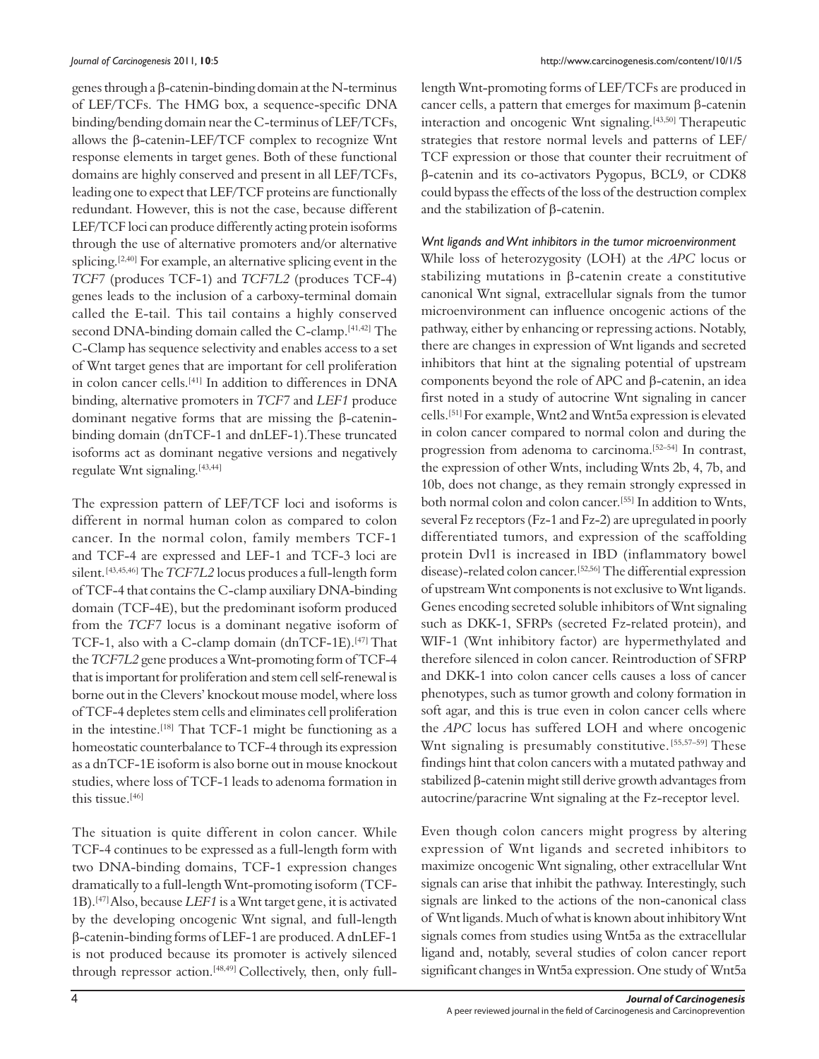genes through a β-catenin-binding domain at the N-terminus of LEF/TCFs. The HMG box, a sequence-specific DNA binding/bending domain near the C-terminus of LEF/TCFs, allows the β-catenin-LEF/TCF complex to recognize Wnt response elements in target genes. Both of these functional domains are highly conserved and present in all LEF/TCFs, leading one to expect that LEF/TCF proteins are functionally redundant. However, this is not the case, because different LEF/TCF loci can produce differently acting protein isoforms through the use of alternative promoters and/or alternative splicing.[2,40] For example, an alternative splicing event in the *TCF7* (produces TCF-1) and *TCF7L2* (produces TCF-4) genes leads to the inclusion of a carboxy-terminal domain called the E-tail. This tail contains a highly conserved second DNA-binding domain called the C-clamp.[41,42] The C-Clamp has sequence selectivity and enables access to a set of Wnt target genes that are important for cell proliferation in colon cancer cells.[41] In addition to differences in DNA binding, alternative promoters in *TCF7* and *LEF1* produce dominant negative forms that are missing the β-catenin-binding domain (dnTCF-1 and dnLEF-1). These truncated isoforms act as dominant negative versions and negatively regulate Wnt signaling.[43,44]

The expression pattern of LEF/TCF loci and isoforms is different in normal human colon as compared to colon cancer. In the normal colon, family members TCF-1 and TCF-4 are expressed and LEF-1 and TCF-3 loci are silent.[43,45,46] The *TCF7L2* locus produces a full-length form of TCF-4 that contains the C-clamp auxiliary DNA-binding domain (TCF-4E), but the predominant isoform produced from the *TCF7* locus is a dominant negative isoform of TCF-1, also with a C-clamp domain (dnTCF-1E).[47] That the *TCF7L2* gene produces a Wnt-promoting form of TCF-4 that is important for proliferation and stem cell self-renewal is borne out in the Clevers' knockout mouse model, where loss of TCF-4 depletes stem cells and eliminates cell proliferation in the intestine.[18] That TCF-1 might be functioning as a homeostatic counterbalance to TCF-4 through its expression as a dnTCF-1E isoform is also borne out in mouse knockout studies, where loss of TCF-1 leads to adenoma formation in this tissue.[46]

The situation is quite different in colon cancer. While TCF-4 continues to be expressed as a full-length form with two DNA-binding domains, TCF-1 expression changes dramatically to a full-length Wnt-promoting isoform (TCF-1B).[47] Also, because *LEF1* is a Wnt target gene, it is activated by the developing oncogenic Wnt signal, and full-length β-catenin-binding forms of LEF-1 are produced. A dnLEF-1 is not produced because its promoter is actively silenced through repressor action.[48,49] Collectively, then, only full-length Wnt-promoting forms of LEF/TCFs are produced in cancer cells, a pattern that emerges for maximum β-catenin interaction and oncogenic Wnt signaling.[43,50] Therapeutic strategies that restore normal levels and patterns of LEF/TCF expression or those that counter their recruitment of β-catenin and its co-activators Pygopus, BCL9, or CDK8 could bypass the effects of the loss of the destruction complex and the stabilization of β-catenin.

### *Wnt ligands and Wnt inhibitors in the tumor microenvironment*

While loss of heterozygosity (LOH) at the *APC* locus or stabilizing mutations in β-catenin create a constitutive canonical Wnt signal, extracellular signals from the tumor microenvironment can influence oncogenic actions of the pathway, either by enhancing or repressing actions. Notably, there are changes in expression of Wnt ligands and secreted inhibitors that hint at the signaling potential of upstream components beyond the role of APC and β-catenin, an idea first noted in a study of autocrine Wnt signaling in cancer cells.[51] For example, Wnt2 and Wnt5a expression is elevated in colon cancer compared to normal colon and during the progression from adenoma to carcinoma.[52–54] In contrast, the expression of other Wnts, including Wnts 2b, 4, 7b, and 10b, does not change, as they remain strongly expressed in both normal colon and colon cancer.[55] In addition to Wnts, several Fz receptors (Fz-1 and Fz-2) are upregulated in poorly differentiated tumors, and expression of the scaffolding protein Dvl1 is increased in IBD (inflammatory bowel disease)-related colon cancer.[52,56] The differential expression of upstream Wnt components is not exclusive to Wnt ligands. Genes encoding secreted soluble inhibitors of Wnt signaling such as DKK-1, SFRPs (secreted Fz-related protein), and WIF-1 (Wnt inhibitory factor) are hypermethylated and therefore silenced in colon cancer. Reintroduction of SFRP and DKK-1 into colon cancer cells causes a loss of cancer phenotypes, such as tumor growth and colony formation in soft agar, and this is true even in colon cancer cells where the *APC* locus has suffered LOH and where oncogenic Wnt signaling is presumably constitutive.[55,57–59] These findings hint that colon cancers with a mutated pathway and stabilized β-catenin might still derive growth advantages from autocrine/paracrine Wnt signaling at the Fz-receptor level.

Even though colon cancers might progress by altering expression of Wnt ligands and secreted inhibitors to maximize oncogenic Wnt signaling, other extracellular Wnt signals can arise that inhibit the pathway. Interestingly, such signals are linked to the actions of the non-canonical class of Wnt ligands. Much of what is known about inhibitory Wnt signals comes from studies using Wnt5a as the extracellular ligand and, notably, several studies of colon cancer report significant changes in Wnt5a expression. One study of Wnt5a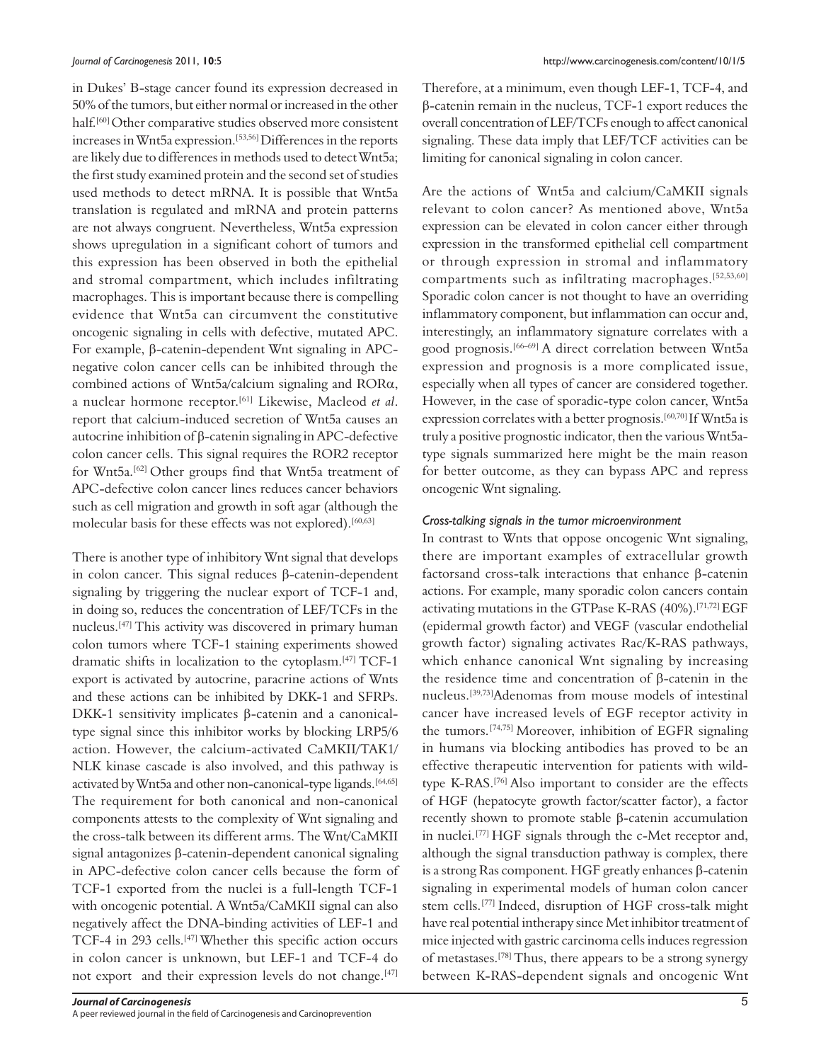in Dukes' B-stage cancer found its expression decreased in 50% of the tumors, but either normal or increased in the other half.[60] Other comparative studies observed more consistent increases in Wnt5a expression.[53,56] Differences in the reports are likely due to differences in methods used to detect Wnt5a; the first study examined protein and the second set of studies used methods to detect mRNA. It is possible that Wnt5a translation is regulated and mRNA and protein patterns are not always congruent. Nevertheless, Wnt5a expression shows upregulation in a significant cohort of tumors and this expression has been observed in both the epithelial and stromal compartment, which includes infiltrating macrophages. This is important because there is compelling evidence that Wnt5a can circumvent the constitutive oncogenic signaling in cells with defective, mutated APC. For example, β-catenin-dependent Wnt signaling in APC-negative colon cancer cells can be inhibited through the combined actions of Wnt5a/calcium signaling and RORα, a nuclear hormone receptor.[61] Likewise, Macleod *et al*. report that calcium-induced secretion of Wnt5a causes an autocrine inhibition of β-catenin signaling in APC-defective colon cancer cells. This signal requires the ROR2 receptor for Wnt5a.[62] Other groups find that Wnt5a treatment of APC-defective colon cancer lines reduces cancer behaviors such as cell migration and growth in soft agar (although the molecular basis for these effects was not explored).[60,63]

There is another type of inhibitory Wnt signal that develops in colon cancer. This signal reduces β-catenin-dependent signaling by triggering the nuclear export of TCF-1 and, in doing so, reduces the concentration of LEF/TCFs in the nucleus.[47] This activity was discovered in primary human colon tumors where TCF-1 staining experiments showed dramatic shifts in localization to the cytoplasm.[47] TCF-1 export is activated by autocrine, paracrine actions of Wnts and these actions can be inhibited by DKK-1 and SFRPs. DKK-1 sensitivity implicates β-catenin and a canonical-type signal since this inhibitor works by blocking LRP5/6 action. However, the calcium-activated CaMKII/TAK1/NLK kinase cascade is also involved, and this pathway is activated by Wnt5a and other non-canonical-type ligands.[64,65] The requirement for both canonical and non-canonical components attests to the complexity of Wnt signaling and the cross-talk between its different arms. The Wnt/CaMKII signal antagonizes β-catenin-dependent canonical signaling in APC-defective colon cancer cells because the form of TCF-1 exported from the nuclei is a full-length TCF-1 with oncogenic potential. A Wnt5a/CaMKII signal can also negatively affect the DNA-binding activities of LEF-1 and TCF-4 in 293 cells.[47] Whether this specific action occurs in colon cancer is unknown, but LEF-1 and TCF-4 do not export and their expression levels do not change.[47] Therefore, at a minimum, even though LEF-1, TCF-4, and β-catenin remain in the nucleus, TCF-1 export reduces the overall concentration of LEF/TCFs enough to affect canonical signaling. These data imply that LEF/TCF activities can be limiting for canonical signaling in colon cancer.

Are the actions of Wnt5a and calcium/CaMKII signals relevant to colon cancer? As mentioned above, Wnt5a expression can be elevated in colon cancer either through expression in the transformed epithelial cell compartment or through expression in stromal and inflammatory compartments such as infiltrating macrophages.[52,53,60] Sporadic colon cancer is not thought to have an overriding inflammatory component, but inflammation can occur and, interestingly, an inflammatory signature correlates with a good prognosis.[66–69] A direct correlation between Wnt5a expression and prognosis is a more complicated issue, especially when all types of cancer are considered together. However, in the case of sporadic-type colon cancer, Wnt5a expression correlates with a better prognosis.[60,70] If Wnt5a is truly a positive prognostic indicator, then the various Wnt5a-type signals summarized here might be the main reason for better outcome, as they can bypass APC and repress oncogenic Wnt signaling.

### *Cross-talking signals in the tumor microenvironment*

In contrast to Wnts that oppose oncogenic Wnt signaling, there are important examples of extracellular growth factorsand cross-talk interactions that enhance β-catenin actions. For example, many sporadic colon cancers contain activating mutations in the GTPase K-RAS (40%).[71,72] EGF (epidermal growth factor) and VEGF (vascular endothelial growth factor) signaling activates Rac/K-RAS pathways, which enhance canonical Wnt signaling by increasing the residence time and concentration of β-catenin in the nucleus.[39,73]Adenomas from mouse models of intestinal cancer have increased levels of EGF receptor activity in the tumors.[74,75] Moreover, inhibition of EGFR signaling in humans via blocking antibodies has proved to be an effective therapeutic intervention for patients with wild-type K-RAS.[76] Also important to consider are the effects of HGF (hepatocyte growth factor/scatter factor), a factor recently shown to promote stable β-catenin accumulation in nuclei.[77] HGF signals through the c-Met receptor and, although the signal transduction pathway is complex, there is a strong Ras component. HGF greatly enhances β-catenin signaling in experimental models of human colon cancer stem cells.[77] Indeed, disruption of HGF cross-talk might have real potential intherapy since Met inhibitor treatment of mice injected with gastric carcinoma cells induces regression of metastases.[78] Thus, there appears to be a strong synergy between K-RAS-dependent signals and oncogenic Wnt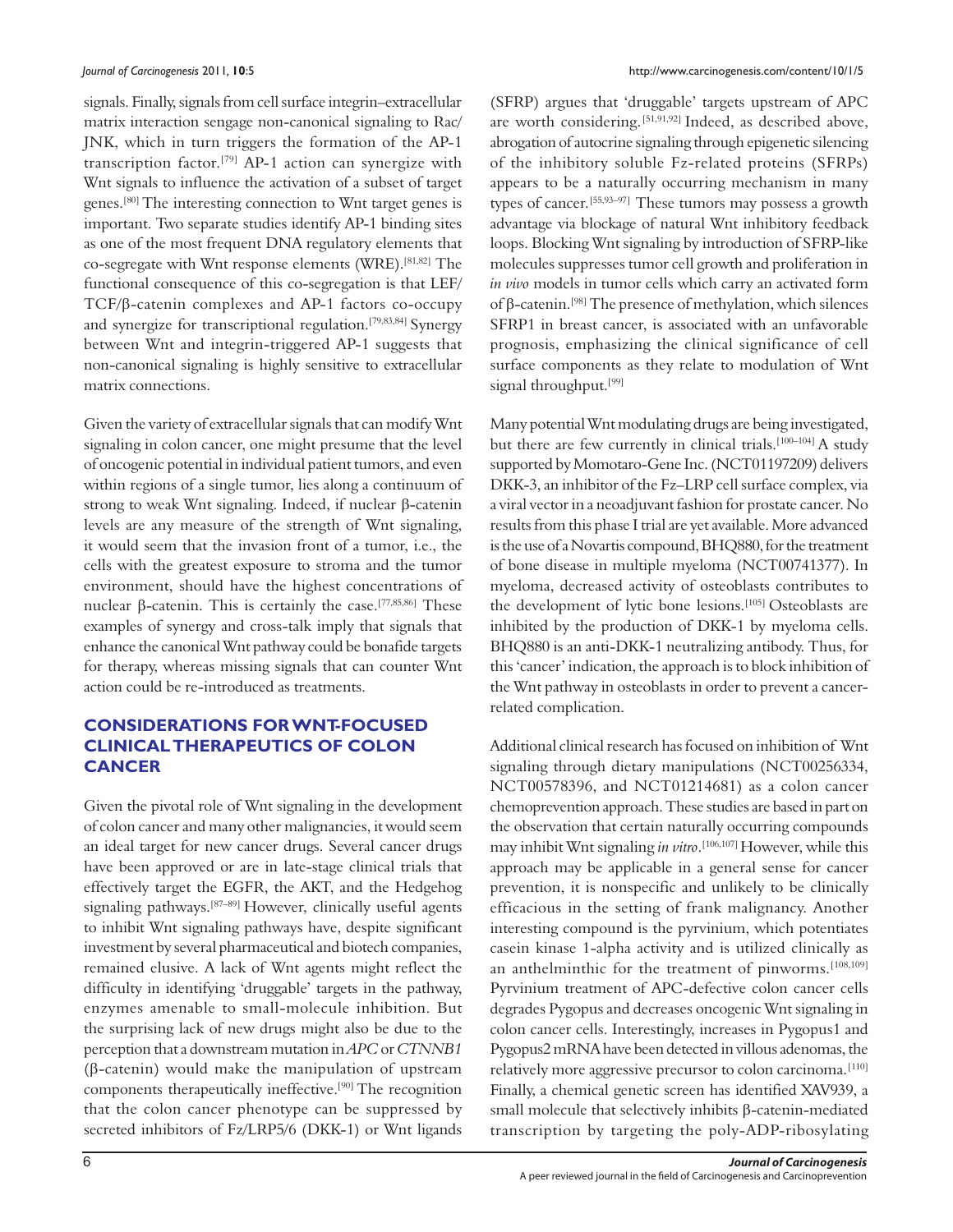signals. Finally, signals from cell surface integrin–extracellular matrix interaction sengage non-canonical signaling to Rac/JNK, which in turn triggers the formation of the AP-1 transcription factor.[79] AP-1 action can synergize with Wnt signals to influence the activation of a subset of target genes.[80] The interesting connection to Wnt target genes is important. Two separate studies identify AP-1 binding sites as one of the most frequent DNA regulatory elements that co-segregate with Wnt response elements (WRE).[81,82] The functional consequence of this co-segregation is that LEF/TCF/β-catenin complexes and AP-1 factors co-occupy and synergize for transcriptional regulation.[79,83,84] Synergy between Wnt and integrin-triggered AP-1 suggests that non-canonical signaling is highly sensitive to extracellular matrix connections.

Given the variety of extracellular signals that can modify Wnt signaling in colon cancer, one might presume that the level of oncogenic potential in individual patient tumors, and even within regions of a single tumor, lies along a continuum of strong to weak Wnt signaling. Indeed, if nuclear β-catenin levels are any measure of the strength of Wnt signaling, it would seem that the invasion front of a tumor, i.e., the cells with the greatest exposure to stroma and the tumor environment, should have the highest concentrations of nuclear β-catenin. This is certainly the case.[77,85,86] These examples of synergy and cross-talk imply that signals that enhance the canonical Wnt pathway could be bonafide targets for therapy, whereas missing signals that can counter Wnt action could be re-introduced as treatments.

## CONSIDERATIONS FOR WNT-FOCUSED CLINICAL THERAPEUTICS OF COLON CANCER

Given the pivotal role of Wnt signaling in the development of colon cancer and many other malignancies, it would seem an ideal target for new cancer drugs. Several cancer drugs have been approved or are in late-stage clinical trials that effectively target the EGFR, the AKT, and the Hedgehog signaling pathways.[87–89] However, clinically useful agents to inhibit Wnt signaling pathways have, despite significant investment by several pharmaceutical and biotech companies, remained elusive. A lack of Wnt agents might reflect the difficulty in identifying 'druggable' targets in the pathway, enzymes amenable to small-molecule inhibition. But the surprising lack of new drugs might also be due to the perception that a downstream mutation in *APC* or *CTNNB1* (β-catenin) would make the manipulation of upstream components therapeutically ineffective.[90] The recognition that the colon cancer phenotype can be suppressed by secreted inhibitors of Fz/LRP5/6 (DKK-1) or Wnt ligands (SFRP) argues that 'druggable' targets upstream of APC are worth considering.[51,91,92] Indeed, as described above, abrogation of autocrine signaling through epigenetic silencing of the inhibitory soluble Fz-related proteins (SFRPs) appears to be a naturally occurring mechanism in many types of cancer.[55,93–97] These tumors may possess a growth advantage via blockage of natural Wnt inhibitory feedback loops. Blocking Wnt signaling by introduction of SFRP-like molecules suppresses tumor cell growth and proliferation in *in vivo* models in tumor cells which carry an activated form of β-catenin.[98] The presence of methylation, which silences SFRP1 in breast cancer, is associated with an unfavorable prognosis, emphasizing the clinical significance of cell surface components as they relate to modulation of Wnt signal throughput.[99]

Many potential Wnt modulating drugs are being investigated, but there are few currently in clinical trials.[100–104] A study supported by Momotaro-Gene Inc. (NCT01197209) delivers DKK-3, an inhibitor of the Fz–LRP cell surface complex, via a viral vector in a neoadjuvant fashion for prostate cancer. No results from this phase I trial are yet available. More advanced is the use of a Novartis compound, BHQ880, for the treatment of bone disease in multiple myeloma (NCT00741377). In myeloma, decreased activity of osteoblasts contributes to the development of lytic bone lesions.[105] Osteoblasts are inhibited by the production of DKK-1 by myeloma cells. BHQ880 is an anti-DKK-1 neutralizing antibody. Thus, for this 'cancer' indication, the approach is to block inhibition of the Wnt pathway in osteoblasts in order to prevent a cancer-related complication.

Additional clinical research has focused on inhibition of Wnt signaling through dietary manipulations (NCT00256334, NCT00578396, and NCT01214681) as a colon cancer chemoprevention approach. These studies are based in part on the observation that certain naturally occurring compounds may inhibit Wnt signaling *in vitro*.[106,107] However, while this approach may be applicable in a general sense for cancer prevention, it is nonspecific and unlikely to be clinically efficacious in the setting of frank malignancy. Another interesting compound is the pyrvinium, which potentiates casein kinase 1-alpha activity and is utilized clinically as an anthelminthic for the treatment of pinworms.[108,109] Pyrvinium treatment of APC-defective colon cancer cells degrades Pygopus and decreases oncogenic Wnt signaling in colon cancer cells. Interestingly, increases in Pygopus1 and Pygopus2 mRNA have been detected in villous adenomas, the relatively more aggressive precursor to colon carcinoma.[110] Finally, a chemical genetic screen has identified XAV939, a small molecule that selectively inhibits β-catenin-mediated transcription by targeting the poly-ADP-ribosylating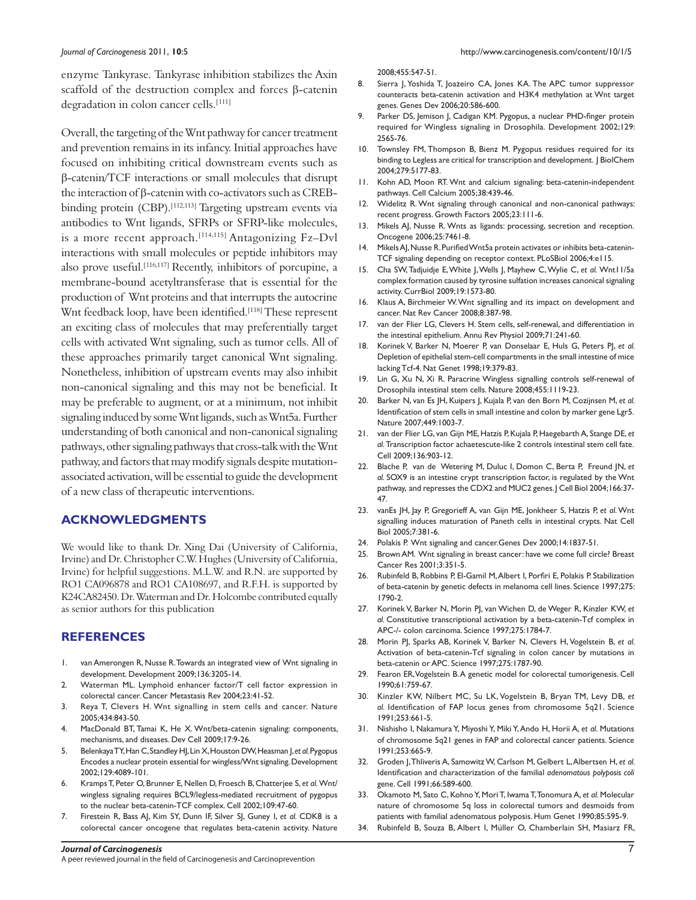enzyme Tankyrase. Tankyrase inhibition stabilizes the Axin scaffold of the destruction complex and forces β-catenin degradation in colon cancer cells.[111]

Overall, the targeting of the Wnt pathway for cancer treatment and prevention remains in its infancy. Initial approaches have focused on inhibiting critical downstream events such as β-catenin/TCF interactions or small molecules that disrupt the interaction of β-catenin with co-activators such as CREB-binding protein (CBP).[112,113] Targeting upstream events via antibodies to Wnt ligands, SFRPs or SFRP-like molecules, is a more recent approach.[114,115] Antagonizing Fz–Dvl interactions with small molecules or peptide inhibitors may also prove useful.[116,117] Recently, inhibitors of porcupine, a membrane-bound acetyltransferase that is essential for the production of Wnt proteins and that interrupts the autocrine Wnt feedback loop, have been identified.[118] These represent an exciting class of molecules that may preferentially target cells with activated Wnt signaling, such as tumor cells. All of these approaches primarily target canonical Wnt signaling. Nonetheless, inhibition of upstream events may also inhibit non-canonical signaling and this may not be beneficial. It may be preferable to augment, or at a minimum, not inhibit signaling induced by some Wnt ligands, such as Wnt5a. Further understanding of both canonical and non-canonical signaling pathways, other signaling pathways that cross-talk with the Wnt pathway, and factors that may modify signals despite mutation-associated activation, will be essential to guide the development of a new class of therapeutic interventions.

## ACKNOWLEDGMENTS

We would like to thank Dr. Xing Dai (University of California, Irvine) and Dr. Christopher C.W. Hughes (University of California, Irvine) for helpful suggestions. M.L.W. and R.N. are supported by RO1 CA096878 and RO1 CA108697, and R.F.H. is supported by K24CA82450. Dr. Waterman and Dr. Holcombe contributed equally as senior authors for this publication

## REFERENCES

1. van Amerongen R, Nusse R. Towards an integrated view of Wnt signaling in development. Development 2009;136:3205-14.
2. Waterman ML. Lymphoid enhancer factor/T cell factor expression in colorectal cancer. Cancer Metastasis Rev 2004;23:41-52.
3. Reya T, Clevers H. Wnt signalling in stem cells and cancer. Nature 2005;434:843-50.
4. MacDonald BT, Tamai K, He X. Wnt/beta-catenin signaling: components, mechanisms, and diseases. Dev Cell 2009;17:9-26.
5. Belenkaya TY, Han C, Standley HJ, Lin X, Houston DW, Heasman J, *et al.* Pygopus Encodes a nuclear protein essential for wingless/Wnt signaling. Development 2002;129:4089-101.
6. Kramps T, Peter O, Brunner E, Nellen D, Froesch B, Chatterjee S, *et al.* Wnt/wingless signaling requires BCL9/legless-mediated recruitment of pygopus to the nuclear beta-catenin-TCF complex. Cell 2002;109:47-60.
7. Firestein R, Bass AJ, Kim SY, Dunn IF, Silver SJ, Guney I, *et al.* CDK8 is a colorectal cancer oncogene that regulates beta-catenin activity. Nature 2008;455:547-51.
8. Sierra J, Yoshida T, Joazeiro CA, Jones KA. The APC tumor suppressor counteracts beta-catenin activation and H3K4 methylation at Wnt target genes. Genes Dev 2006;20:586-600.
9. Parker DS, Jemison J, Cadigan KM. Pygopus, a nuclear PHD-finger protein required for Wingless signaling in Drosophila. Development 2002;129:2565-76.
10. Townsley FM, Thompson B, Bienz M. Pygopus residues required for its binding to Legless are critical for transcription and development. J BiolChem 2004;279:5177-83.
11. Kohn AD, Moon RT. Wnt and calcium signaling: beta-catenin-independent pathways. Cell Calcium 2005;38:439-46.
12. Widelitz R. Wnt signaling through canonical and non-canonical pathways: recent progress. Growth Factors 2005;23:111-6.
13. Mikels AJ, Nusse R. Wnts as ligands: processing, secretion and reception. Oncogene 2006;25:7461-8.
14. Mikels AJ, Nusse R. Purified Wnt5a protein activates or inhibits beta-catenin-TCF signaling depending on receptor context. PLoSBiol 2006;4:e115.
15. Cha SW, Tadjuidje E, White J, Wells J, Mayhew C, Wylie C, *et al.* Wnt11/5a complex formation caused by tyrosine sulfation increases canonical signaling activity. CurrBiol 2009;19:1573-80.
16. Klaus A, Birchmeier W. Wnt signalling and its impact on development and cancer. Nat Rev Cancer 2008;8:387-98.
17. van der Flier LG, Clevers H. Stem cells, self-renewal, and differentiation in the intestinal epithelium. Annu Rev Physiol 2009;71:241-60.
18. Korinek V, Barker N, Moerer P, van Donselaar E, Huls G, Peters PJ, *et al.* Depletion of epithelial stem-cell compartments in the small intestine of mice lacking Tcf-4. Nat Genet 1998;19:379-83.
19. Lin G, Xu N, Xi R. Paracrine Wingless signalling controls self-renewal of Drosophila intestinal stem cells. Nature 2008;455:1119-23.
20. Barker N, van Es JH, Kuipers J, Kujala P, van den Born M, Cozijnsen M, *et al.* Identification of stem cells in small intestine and colon by marker gene Lgr5. Nature 2007;449:1003-7.
21. van der Flier LG, van Gijn ME, Hatzis P, Kujala P, Haegebarth A, Stange DE, *et al.* Transcription factor achaetescute-like 2 controls intestinal stem cell fate. Cell 2009;136:903-12.
22. Blache P, van de Wetering M, Duluc I, Domon C, Berta P, Freund JN, *et al.* SOX9 is an intestine crypt transcription factor, is regulated by the Wnt pathway, and represses the CDX2 and MUC2 genes. J Cell Biol 2004;166:37-47.
23. vanEs JH, Jay P, Gregorieff A, van Gijn ME, Jonkheer S, Hatzis P, *et al.* Wnt signalling induces maturation of Paneth cells in intestinal crypts. Nat Cell Biol 2005;7:381-6.
24. Polakis P. Wnt signaling and cancer. Genes Dev 2000;14:1837-51.
25. Brown AM. Wnt signaling in breast cancer: have we come full circle? Breast Cancer Res 2001;3:351-5.
26. Rubinfeld B, Robbins P, El-Gamil M, Albert I, Porfiri E, Polakis P. Stabilization of beta-catenin by genetic defects in melanoma cell lines. Science 1997;275:1790-2.
27. Korinek V, Barker N, Morin PJ, van Wichen D, de Weger R, Kinzler KW, *et al.* Constitutive transcriptional activation by a beta-catenin-Tcf complex in APC-/- colon carcinoma. Science 1997;275:1784-7.
28. Morin PJ, Sparks AB, Korinek V, Barker N, Clevers H, Vogelstein B, *et al.* Activation of beta-catenin-Tcf signaling in colon cancer by mutations in beta-catenin or APC. Science 1997;275:1787-90.
29. Fearon ER, Vogelstein B. A genetic model for colorectal tumorigenesis. Cell 1990;61:759-67.
30. Kinzler KW, Nilbert MC, Su LK, Vogelstein B, Bryan TM, Levy DB, *et al.* Identification of FAP locus genes from chromosome 5q21. Science 1991;253:661-5.
31. Nishisho I, Nakamura Y, Miyoshi Y, Miki Y, Ando H, Horii A, *et al.* Mutations of chromosome 5q21 genes in FAP and colorectal cancer patients. Science 1991;253:665-9.
32. Groden J, Thliveris A, Samowitz W, Carlson M, Gelbert L, Albertsen H, *et al.* Identification and characterization of the familial *adenomatous polyposis coli* gene. Cell 1991;66:589-600.
33. Okamoto M, Sato C, Kohno Y, Mori T, Iwama T, Tonomura A, *et al.* Molecular nature of chromosome 5q loss in colorectal tumors and desmoids from patients with familial adenomatous polyposis. Hum Genet 1990;85:595-9.
34. Rubinfeld B, Souza B, Albert I, Müller O, Chamberlain SH, Masiarz FR,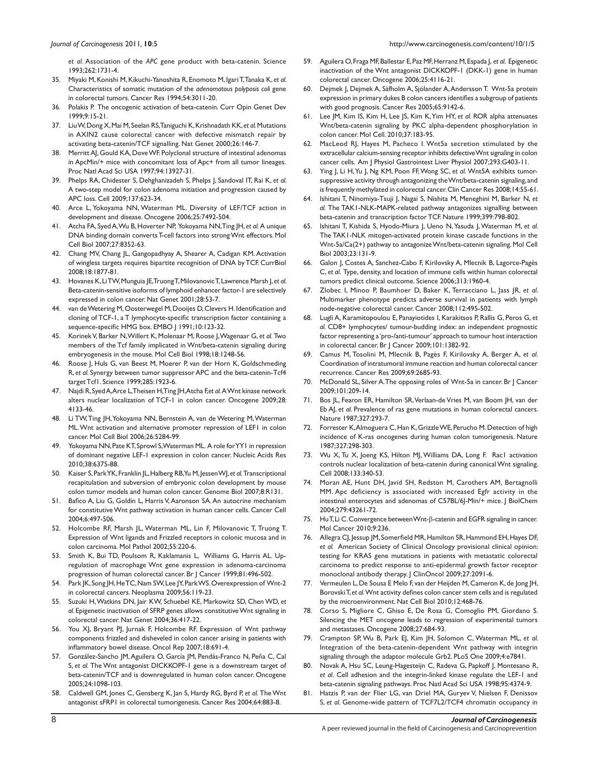*et al*. Association of the *APC* gene product with beta-catenin. Science 1993;262:1731-4.

35. Miyaki M, Konishi M, Kikuchi-Yanoshita R, Enomoto M, Igari T, Tanaka K, *et al.* Characteristics of somatic mutation of the *adenomatous polyposis coli* gene in colorectal tumors. Cancer Res 1994;54:3011-20.
36. Polakis P. The oncogenic activation of beta-catenin. Curr Opin Genet Dev 1999;9:15-21.
37. Liu W, Dong X, Mai M, Seelan RS, Taniguchi K, Krishnadath KK, *et al.* Mutations in AXIN2 cause colorectal cancer with defective mismatch repair by activating beta-catenin/TCF signalling. Nat Genet 2000;26:146-7.
38. Merritt AJ, Gould KA, Dove WF. Polyclonal structure of intestinal adenomas in ApcMin/+ mice with concomitant loss of Apc+ from all tumor lineages. Proc Natl Acad Sci USA 1997;94:13927-31.
39. Phelps RA, Chidester S, Dehghanizadeh S, Phelps J, Sandoval IT, Rai K, *et al.* A two-step model for colon adenoma initiation and progression caused by APC loss. Cell 2009;137:623-34.
40. Arce L, Yokoyama NN, Waterman ML. Diversity of LEF/TCF action in development and disease. Oncogene 2006;25:7492-504.
41. Atcha FA, Syed A, Wu B, Hoverter NP, Yokoyama NN, Ting JH, *et al.* A unique DNA binding domain converts T-cell factors into strong Wnt effectors. Mol Cell Biol 2007;27:8352-63.
42. Chang MV, Chang JL, Gangopadhyay A, Shearer A, Cadigan KM. Activation of wingless targets requires bipartite recognition of DNA by TCF. CurrBiol 2008;18:1877-81.
43. Hovanes K, Li TW, Munguia JE, Truong T, Milovanovic T, Lawrence Marsh J, *et al.* Beta-catenin-sensitive isoforms of lymphoid enhancer factor-1 are selectively expressed in colon cancer. Nat Genet 2001;28:53-7.
44. van de Wetering M, Oosterwegel M, Dooijes D, Clevers H. Identification and cloning of TCF-1, a T lymphocyte-specific transcription factor containing a sequence-specific HMG box. EMBO J 1991;10:123-32.
45. Korinek V, Barker N, Willert K, Molenaar M, Roose J, Wagenaar G, *et al.* Two members of the Tcf family implicated in Wnt/beta-catenin signaling during embryogenesis in the mouse. Mol Cell Biol 1998;18:1248-56.
46. Roose J, Huls G, van Beest M, Moerer P, van der Horn K, Goldschmeding R, *et al.* Synergy between tumor suppressor APC and the beta-catenin-Tcf4 target Tcf1. Science 1999;285:1923-6.
47. Najdi R, Syed A, Arce L, Theisen H, Ting JH, Atcha F, *et al.* A Wnt kinase network alters nuclear localization of TCF-1 in colon cancer. Oncogene 2009;28:4133-46.
48. Li TW, Ting JH, Yokoyama NN, Bernstein A, van de Wetering M, Waterman ML. Wnt activation and alternative promoter repression of LEF1 in colon cancer. Mol Cell Biol 2006;26:5284-99.
49. Yokoyama NN, Pate KT, Sprowl S, Waterman ML. A role for YY1 in repression of dominant negative LEF-1 expression in colon cancer. Nucleic Acids Res 2010;38:6375-88.
50. Kaiser S, Park YK, Franklin JL, Halberg RB, Yu M, Jessen WJ, *et al.* Transcriptional recapitulation and subversion of embryonic colon development by mouse colon tumor models and human colon cancer. Genome Biol 2007;8:R131.
51. Bafico A, Liu G, Goldin L, Harris V, Aaronson SA. An autocrine mechanism for constitutive Wnt pathway activation in human cancer cells. Cancer Cell 2004;6:497-506.
52. Holcombe RF, Marsh JL, Waterman ML, Lin F, Milovanovic T, Truong T. Expression of Wnt ligands and Frizzled receptors in colonic mucosa and in colon carcinoma. Mol Pathol 2002;55:220-6.
53. Smith K, Bui TD, Poulsom R, Kaklamanis L, Williams G, Harris AL. Up-regulation of macrophage Wnt gene expression in adenoma-carcinoma progression of human colorectal cancer. Br J Cancer 1999;81:496-502.
54. Park JK, Song JH, He TC, Nam SW, Lee JY, Park WS. Overexpression of Wnt-2 in colorectal cancers. Neoplasma 2009;56:119-23.
55. Suzuki H, Watkins DN, Jair KW, Schuebel KE, Markowitz SD, Chen WD, *et al.* Epigenetic inactivation of SFRP genes allows constitutive Wnt signaling in colorectal cancer. Nat Genet 2004;36:417-22.
56. You XJ, Bryant PJ, Jurnak F, Holcombe RF. Expression of Wnt pathway components frizzled and disheveled in colon cancer arising in patients with inflammatory bowel disease. Oncol Rep 2007;18:691-4.
57. González-Sancho JM, Aguilera O, García JM, Pendás-Franco N, Peña C, Cal S, *et al.* The Wnt antagonist DICKKOPF-1 gene is a downstream target of beta-catenin/TCF and is downregulated in human colon cancer. Oncogene 2005;24:1098-103.
58. Caldwell GM, Jones C, Gensberg K, Jan S, Hardy RG, Byrd P, *et al.* The Wnt antagonist sFRP1 in colorectal tumorigenesis. Cancer Res 2004;64:883-8.
59. Aguilera O, Fraga MF, Ballestar E, Paz MF, Herranz M, Espada J, *et al.* Epigenetic inactivation of the Wnt antagonist DICKKOPF-1 (DKK-1) gene in human colorectal cancer. Oncogene 2006;25:4116-21.
60. Dejmek J, Dejmek A, Säfholm A, Sjölander A, Andersson T. Wnt-5a protein expression in primary dukes B colon cancers identifies a subgroup of patients with good prognosis. Cancer Res 2005;65:9142-6.
61. Lee JM, Kim IS, Kim H, Lee JS, Kim K, Yim HY, *et al.* ROR alpha attenuates Wnt/beta-catenin signaling by PKC alpha-dependent phosphorylation in colon cancer. Mol Cell. 2010;37:183-95.
62. MacLeod RJ, Hayes M, Pacheco I. Wnt5a secretion stimulated by the extracellular calcium-sensing receptor inhibits defective Wnt signaling in colon cancer cells. Am J Physiol Gastrointest Liver Physiol 2007;293:G403-11.
63. Ying J, Li H, Yu J, Ng KM, Poon FF, Wong SC, *et al.* Wnt5A exhibits tumor-suppressive activity through antagonizing the Wnt/beta-catenin signaling, and is frequently methylated in colorectal cancer. Clin Cancer Res 2008;14:55-61.
64. Ishitani T, Ninomiya-Tsuji J, Nagai S, Nishita M, Meneghini M, Barker N, *et al.* The TAK1-NLK-MAPK-related pathway antagonizes signalling between beta-catenin and transcription factor TCF. Nature 1999;399:798-802.
65. Ishitani T, Kishida S, Hyodo-Miura J, Ueno N, Yasuda J, Waterman M, *et al.* The TAK1-NLK mitogen-activated protein kinase cascade functions in the Wnt-5a/Ca(2+) pathway to antagonize Wnt/beta-catenin signaling. Mol Cell Biol 2003;23:131-9.
66. Galon J, Costes A, Sanchez-Cabo F, Kirilovsky A, Mlecnik B, Lagorce-Pagès C, *et al.* Type, density, and location of immune cells within human colorectal tumors predict clinical outcome. Science 2006;313:1960-4.
67. Zlobec I, Minoo P, Baumhoer D, Baker K, Terracciano L, Jass JR, *et al.* Multimarker phenotype predicts adverse survival in patients with lymph node-negative colorectal cancer. Cancer 2008;112:495-502.
68. Lugli A, Karamitopoulou E, Panayiotides I, Karakitsos P, Rallis G, Peros G, *et al.* CD8+ lymphocytes/ tumour-budding index: an independent prognostic factor representing a 'pro-/anti-tumour' approach to tumour host interaction in colorectal cancer. Br J Cancer 2009;101:1382-92.
69. Camus M, Tosolini M, Mlecnik B, Pagès F, Kirilovsky A, Berger A, *et al*. Coordination of intratumoral immune reaction and human colorectal cancer recurrence. Cancer Res 2009;69:2685-93.
70. McDonald SL, Silver A. The opposing roles of Wnt-5a in cancer. Br J Cancer 2009;101:209-14.
71. Bos JL, Fearon ER, Hamilton SR, Verlaan-de Vries M, van Boom JH, van der Eb AJ, *et al.* Prevalence of ras gene mutations in human colorectal cancers. Nature 1987;327:293-7.
72. Forrester K, Almoguera C, Han K, Grizzle WE, Perucho M. Detection of high incidence of K-ras oncogenes during human colon tumorigenesis. Nature 1987;327:298-303.
73. Wu X, Tu X, Joeng KS, Hilton MJ, Williams DA, Long F. Rac1 activation controls nuclear localization of beta-catenin during canonical Wnt signaling. Cell 2008;133:340-53.
74. Moran AE, Hunt DH, Javid SH, Redston M, Carothers AM, Bertagnolli MM. Apc deficiency is associated with increased Egfr activity in the intestinal enterocytes and adenomas of C57BL/6J-Min/+ mice. J BiolChem 2004;279:43261-72.
75. Hu T, Li C. Convergence between Wnt-β-catenin and EGFR signaling in cancer. Mol Cancer 2010;9:236.
76. Allegra CJ, Jessup JM, Somerfield MR, Hamilton SR, Hammond EH, Hayes DF, *et al.* American Society of Clinical Oncology provisional clinical opinion: testing for KRAS gene mutations in patients with metastatic colorectal carcinoma to predict response to anti-epidermal growth factor receptor monoclonal antibody therapy. J ClinOncol 2009;27:2091-6.
77. Vermeulen L, De Sousa E Melo F, van der Heijden M, Cameron K, de Jong JH, Borovski T, *et al.* Wnt activity defines colon cancer stem cells and is regulated by the microenvironment. Nat Cell Biol 2010;12:468-76.
78. Corso S, Migliore C, Ghiso E, De Rosa G, Comoglio PM, Giordano S. Silencing the MET oncogene leads to regression of experimental tumors and metastases. Oncogene 2008;27:684-93.
79. Crampton SP, Wu B, Park EJ, Kim JH, Solomon C, Waterman ML, *et al.* Integration of the beta-catenin-dependent Wnt pathway with integrin signaling through the adaptor molecule Grb2. PLoS One 2009;4:e7841.
80. Novak A, Hsu SC, Leung-Hagesteijn C, Radeva G, Papkoff J, Montesano R, *et al.* Cell adhesion and the integrin-linked kinase regulate the LEF-1 and beta-catenin signaling pathways. Proc Natl Acad Sci USA 1998;95:4374-9.
81. Hatzis P, van der Flier LG, van Driel MA, Guryev V, Nielsen F, Denissov S, *et al.* Genome-wide pattern of TCF7L2/TCF4 chromatin occupancy in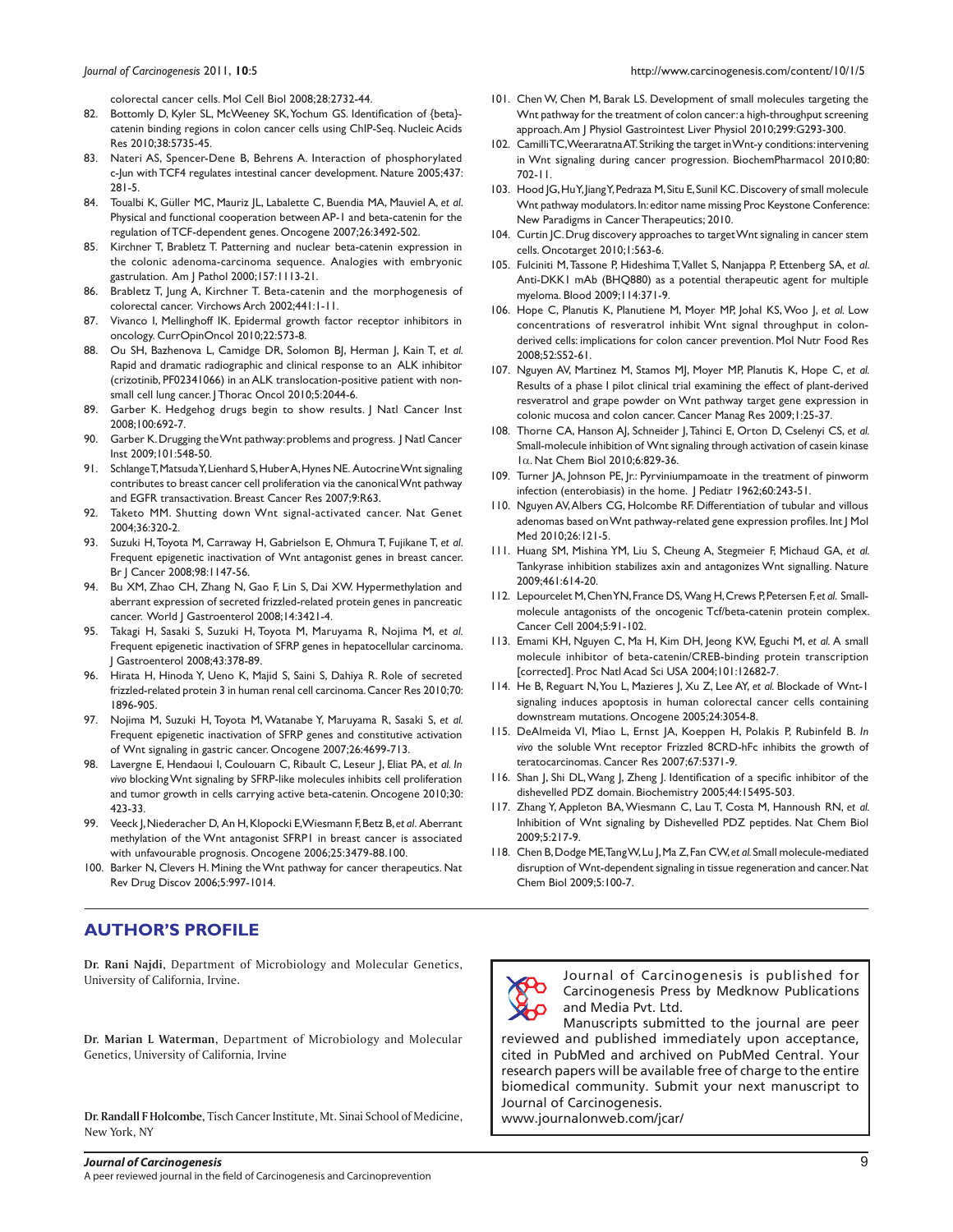colorectal cancer cells. Mol Cell Biol 2008;28:2732-44.

82. Bottomly D, Kyler SL, McWeeney SK, Yochum GS. Identification of {beta}-catenin binding regions in colon cancer cells using ChIP-Seq. Nucleic Acids Res 2010;38:5735-45.
83. Nateri AS, Spencer-Dene B, Behrens A. Interaction of phosphorylated c-Jun with TCF4 regulates intestinal cancer development. Nature 2005;437:281-5.
84. Toualbi K, Güller MC, Mauriz JL, Labalette C, Buendia MA, Mauviel A, *et al.* Physical and functional cooperation between AP-1 and beta-catenin for the regulation of TCF-dependent genes. Oncogene 2007;26:3492-502.
85. Kirchner T, Brabletz T. Patterning and nuclear beta-catenin expression in the colonic adenoma-carcinoma sequence. Analogies with embryonic gastrulation. Am J Pathol 2000;157:1113-21.
86. Brabletz T, Jung A, Kirchner T. Beta-catenin and the morphogenesis of colorectal cancer. Virchows Arch 2002;441:1-11.
87. Vivanco I, Mellinghoff IK. Epidermal growth factor receptor inhibitors in oncology. CurrOpinOncol 2010;22:573-8.
88. Ou SH, Bazhenova L, Camidge DR, Solomon BJ, Herman J, Kain T, *et al.* Rapid and dramatic radiographic and clinical response to an ALK inhibitor (crizotinib, PF02341066) in an ALK translocation-positive patient with non-small cell lung cancer. J Thorac Oncol 2010;5:2044-6.
89. Garber K. Hedgehog drugs begin to show results. J Natl Cancer Inst 2008;100:692-7.
90. Garber K. Drugging the Wnt pathway: problems and progress. J Natl Cancer Inst 2009;101:548-50.
91. Schlange T, Matsuda Y, Lienhard S, Huber A, Hynes NE. Autocrine Wnt signaling contributes to breast cancer cell proliferation via the canonical Wnt pathway and EGFR transactivation. Breast Cancer Res 2007;9:R63.
92. Taketo MM. Shutting down Wnt signal-activated cancer. Nat Genet 2004;36:320-2.
93. Suzuki H, Toyota M, Carraway H, Gabrielson E, Ohmura T, Fujikane T, *et al.* Frequent epigenetic inactivation of Wnt antagonist genes in breast cancer. Br J Cancer 2008;98:1147-56.
94. Bu XM, Zhao CH, Zhang N, Gao F, Lin S, Dai XW. Hypermethylation and aberrant expression of secreted frizzled-related protein genes in pancreatic cancer. World J Gastroenterol 2008;14:3421-4.
95. Takagi H, Sasaki S, Suzuki H, Toyota M, Maruyama R, Nojima M, *et al.* Frequent epigenetic inactivation of SFRP genes in hepatocellular carcinoma. J Gastroenterol 2008;43:378-89.
96. Hirata H, Hinoda Y, Ueno K, Majid S, Saini S, Dahiya R. Role of secreted frizzled-related protein 3 in human renal cell carcinoma. Cancer Res 2010;70:1896-905.
97. Nojima M, Suzuki H, Toyota M, Watanabe Y, Maruyama R, Sasaki S, *et al.* Frequent epigenetic inactivation of SFRP genes and constitutive activation of Wnt signaling in gastric cancer. Oncogene 2007;26:4699-713.
98. Lavergne E, Hendaoui I, Coulouarn C, Ribault C, Leseur J, Eliat PA, *et al. In vivo* blocking Wnt signaling by SFRP-like molecules inhibits cell proliferation and tumor growth in cells carrying active beta-catenin. Oncogene 2010;30:423-33.
99. Veeck J, Niederacher D, An H, Klopocki E, Wiesmann F, Betz B, *et al.* Aberrant methylation of the Wnt antagonist SFRP1 in breast cancer is associated with unfavourable prognosis. Oncogene 2006;25:3479-88.100.
100. Barker N, Clevers H. Mining the Wnt pathway for cancer therapeutics. Nat Rev Drug Discov 2006;5:997-1014.
101. Chen W, Chen M, Barak LS. Development of small molecules targeting the Wnt pathway for the treatment of colon cancer: a high-throughput screening approach. Am J Physiol Gastrointest Liver Physiol 2010;299:G293-300.
102. Camilli TC, Weeraratna AT. Striking the target in Wnt-y conditions: intervening in Wnt signaling during cancer progression. BiochemPharmacol 2010;80:702-11.
103. Hood JG, Hu Y, Jiang Y, Pedraza M, Situ E, Sunil KC. Discovery of small molecule Wnt pathway modulators. In: editor name missing Proc Keystone Conference: New Paradigms in Cancer Therapeutics; 2010.
104. Curtin JC. Drug discovery approaches to target Wnt signaling in cancer stem cells. Oncotarget 2010;1:563-6.
105. Fulciniti M, Tassone P, Hideshima T, Vallet S, Nanjappa P, Ettenberg SA, *et al.* Anti-DKK1 mAb (BHQ880) as a potential therapeutic agent for multiple myeloma. Blood 2009;114:371-9.
106. Hope C, Planutis K, Planutiene M, Moyer MP, Johal KS, Woo J, *et al.* Low concentrations of resveratrol inhibit Wnt signal throughput in colon-derived cells: implications for colon cancer prevention. Mol Nutr Food Res 2008;52:S52-61.
107. Nguyen AV, Martinez M, Stamos MJ, Moyer MP, Planutis K, Hope C, *et al.* Results of a phase I pilot clinical trial examining the effect of plant-derived resveratrol and grape powder on Wnt pathway target gene expression in colonic mucosa and colon cancer. Cancer Manag Res 2009;1:25-37.
108. Thorne CA, Hanson AJ, Schneider J, Tahinci E, Orton D, Cselenyi CS, *et al.* Small-molecule inhibition of Wnt signaling through activation of casein kinase 1α. Nat Chem Biol 2010;6:829-36.
109. Turner JA, Johnson PE, Jr.: Pyrviniumpamoate in the treatment of pinworm infection (enterobiasis) in the home. J Pediatr 1962;60:243-51.
110. Nguyen AV, Albers CG, Holcombe RF. Differentiation of tubular and villous adenomas based on Wnt pathway-related gene expression profiles. Int J Mol Med 2010;26:121-5.
111. Huang SM, Mishina YM, Liu S, Cheung A, Stegmeier F, Michaud GA, *et al.* Tankyrase inhibition stabilizes axin and antagonizes Wnt signalling. Nature 2009;461:614-20.
112. Lepourcelet M, Chen YN, France DS, Wang H, Crews P, Petersen F, *et al.* Small-molecule antagonists of the oncogenic Tcf/beta-catenin protein complex. Cancer Cell 2004;5:91-102.
113. Emami KH, Nguyen C, Ma H, Kim DH, Jeong KW, Eguchi M, *et al.* A small molecule inhibitor of beta-catenin/CREB-binding protein transcription [corrected]. Proc Natl Acad Sci USA 2004;101:12682-7.
114. He B, Reguart N, You L, Mazieres J, Xu Z, Lee AY, *et al.* Blockade of Wnt-1 signaling induces apoptosis in human colorectal cancer cells containing downstream mutations. Oncogene 2005;24:3054-8.
115. DeAlmeida VI, Miao L, Ernst JA, Koeppen H, Polakis P, Rubinfeld B. *In vivo* the soluble Wnt receptor Frizzled 8CRD-hFc inhibits the growth of teratocarcinomas. Cancer Res 2007;67:5371-9.
116. Shan J, Shi DL, Wang J, Zheng J. Identification of a specific inhibitor of the dishevelled PDZ domain. Biochemistry 2005;44:15495-503.
117. Zhang Y, Appleton BA, Wiesmann C, Lau T, Costa M, Hannoush RN, *et al.* Inhibition of Wnt signaling by Dishevelled PDZ peptides. Nat Chem Biol 2009;5:217-9.
118. Chen B, Dodge ME, Tang W, Lu J, Ma Z, Fan CW, *et al.* Small molecule-mediated disruption of Wnt-dependent signaling in tissue regeneration and cancer. Nat Chem Biol 2009;5:100-7.

## AUTHOR'S PROFILE

**Dr. Rani Najdi**, Department of Microbiology and Molecular Genetics, University of California, Irvine.

**Dr. Marian L Waterman**, Department of Microbiology and Molecular Genetics, University of California, Irvine

**Dr. Randall F Holcombe**, Tisch Cancer Institute, Mt. Sinai School of Medicine, New York, NY

Journal of Carcinogenesis is published for Carcinogenesis Press by Medknow Publications and Media Pvt. Ltd.

Manuscripts submitted to the journal are peer reviewed and published immediately upon acceptance, cited in PubMed and archived on PubMed Central. Your research papers will be available free of charge to the entire biomedical community. Submit your next manuscript to Journal of Carcinogenesis.

www.journalonweb.com/jcar/